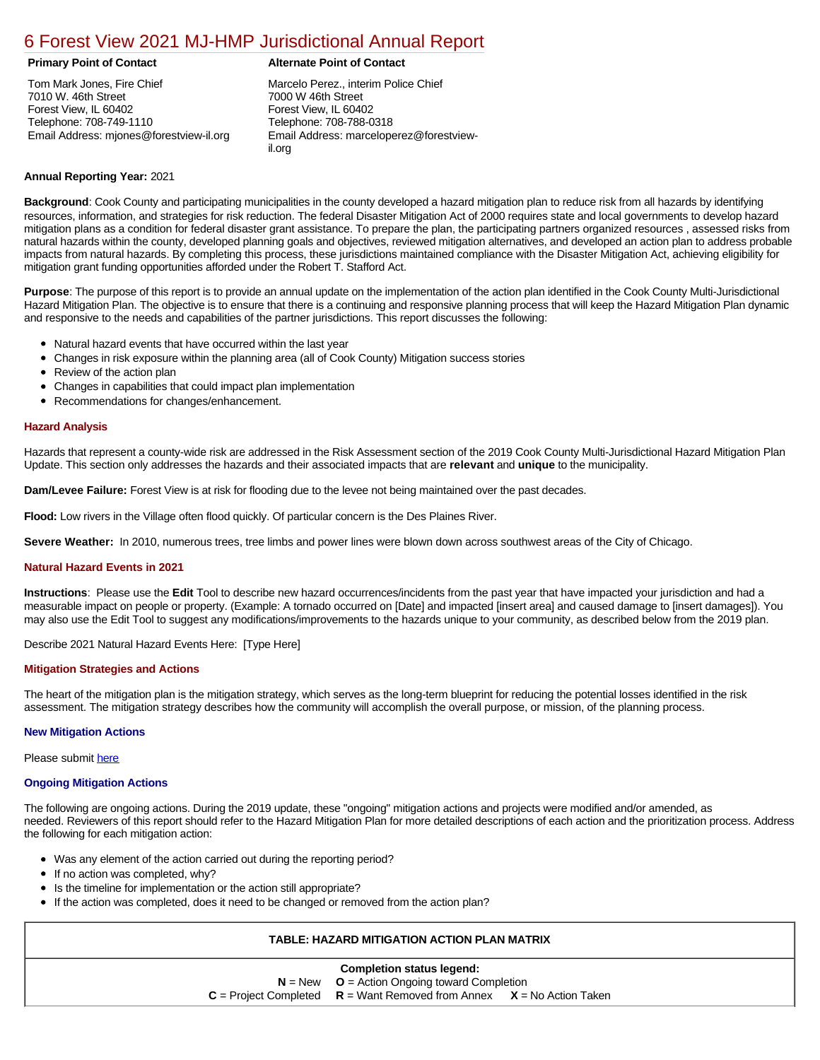# 6 Forest View 2021 MJ-HMP Jurisdictional Annual Report

**Primary Point of Contact**

Tom Mark Jones, Fire Chief
7010 W. 46th Street
Forest View, IL 60402
Telephone: 708-749-1110
Email Address: mjones@forestview-il.org

**Alternate Point of Contact**

Marcelo Perez., interim Police Chief
7000 W 46th Street
Forest View, IL 60402
Telephone: 708-788-0318
Email Address: marceloperez@forestview-il.org

**Annual Reporting Year:** 2021

**Background**: Cook County and participating municipalities in the county developed a hazard mitigation plan to reduce risk from all hazards by identifying resources, information, and strategies for risk reduction. The federal Disaster Mitigation Act of 2000 requires state and local governments to develop hazard mitigation plans as a condition for federal disaster grant assistance. To prepare the plan, the participating partners organized resources , assessed risks from natural hazards within the county, developed planning goals and objectives, reviewed mitigation alternatives, and developed an action plan to address probable impacts from natural hazards. By completing this process, these jurisdictions maintained compliance with the Disaster Mitigation Act, achieving eligibility for mitigation grant funding opportunities afforded under the Robert T. Stafford Act.

**Purpose**: The purpose of this report is to provide an annual update on the implementation of the action plan identified in the Cook County Multi-Jurisdictional Hazard Mitigation Plan. The objective is to ensure that there is a continuing and responsive planning process that will keep the Hazard Mitigation Plan dynamic and responsive to the needs and capabilities of the partner jurisdictions. This report discusses the following:

- Natural hazard events that have occurred within the last year
- Changes in risk exposure within the planning area (all of Cook County) Mitigation success stories
- Review of the action plan
- Changes in capabilities that could impact plan implementation
- Recommendations for changes/enhancement.

### Hazard Analysis

Hazards that represent a county-wide risk are addressed in the Risk Assessment section of the 2019 Cook County Multi-Jurisdictional Hazard Mitigation Plan Update. This section only addresses the hazards and their associated impacts that are **relevant** and **unique** to the municipality.

**Dam/Levee Failure:** Forest View is at risk for flooding due to the levee not being maintained over the past decades.

**Flood:** Low rivers in the Village often flood quickly. Of particular concern is the Des Plaines River.

**Severe Weather:** In 2010, numerous trees, tree limbs and power lines were blown down across southwest areas of the City of Chicago.

### Natural Hazard Events in 2021

**Instructions**: Please use the **Edit** Tool to describe new hazard occurrences/incidents from the past year that have impacted your jurisdiction and had a measurable impact on people or property. (Example: A tornado occurred on [Date] and impacted [insert area] and caused damage to [insert damages]). You may also use the Edit Tool to suggest any modifications/improvements to the hazards unique to your community, as described below from the 2019 plan.

Describe 2021 Natural Hazard Events Here: [Type Here]

### Mitigation Strategies and Actions

The heart of the mitigation plan is the mitigation strategy, which serves as the long-term blueprint for reducing the potential losses identified in the risk assessment. The mitigation strategy describes how the community will accomplish the overall purpose, or mission, of the planning process.

#### New Mitigation Actions

Please submit here

#### Ongoing Mitigation Actions

The following are ongoing actions. During the 2019 update, these "ongoing" mitigation actions and projects were modified and/or amended, as needed. Reviewers of this report should refer to the Hazard Mitigation Plan for more detailed descriptions of each action and the prioritization process. Address the following for each mitigation action:

- Was any element of the action carried out during the reporting period?
- If no action was completed, why?
- Is the timeline for implementation or the action still appropriate?
- If the action was completed, does it need to be changed or removed from the action plan?

| TABLE: HAZARD MITIGATION ACTION PLAN MATRIX |
|---|
| **Completion status legend:**<br>**N** = New **O** = Action Ongoing toward Completion<br>**C** = Project Completed **R** = Want Removed from Annex **X** = No Action Taken |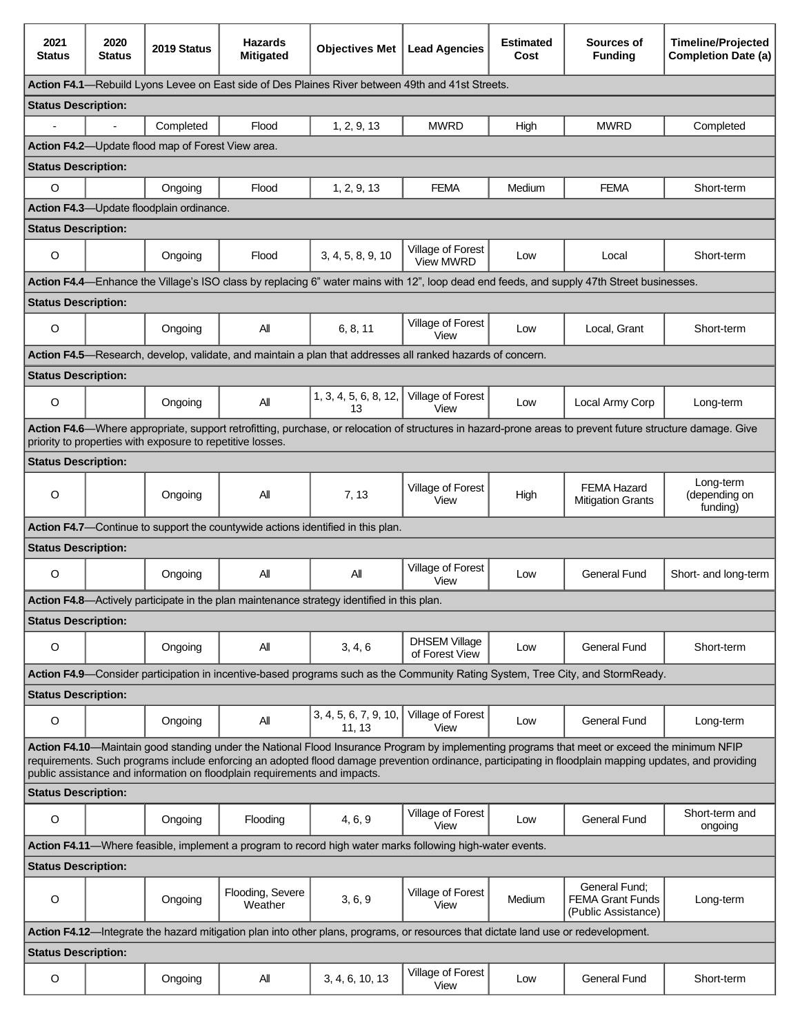| 2021 Status | 2020 Status | 2019 Status | Hazards Mitigated | Objectives Met | Lead Agencies | Estimated Cost | Sources of Funding | Timeline/Projected Completion Date (a) |
|---|---|---|---|---|---|---|---|---|
| **Action F4.1**—Rebuild Lyons Levee on East side of Des Plaines River between 49th and 41st Streets. | | | | | | | | |
| **Status Description:** | | | | | | | | |
| - | - | Completed | Flood | 1, 2, 9, 13 | MWRD | High | MWRD | Completed |
| **Action F4.2**—Update flood map of Forest View area. | | | | | | | | |
| **Status Description:** | | | | | | | | |
| O | | Ongoing | Flood | 1, 2, 9, 13 | FEMA | Medium | FEMA | Short-term |
| **Action F4.3**—Update floodplain ordinance. | | | | | | | | |
| **Status Description:** | | | | | | | | |
| O | | Ongoing | Flood | 3, 4, 5, 8, 9, 10 | Village of Forest View MWRD | Low | Local | Short-term |
| **Action F4.4**—Enhance the Village's ISO class by replacing 6" water mains with 12", loop dead end feeds, and supply 47th Street businesses. | | | | | | | | |
| **Status Description:** | | | | | | | | |
| O | | Ongoing | All | 6, 8, 11 | Village of Forest View | Low | Local, Grant | Short-term |
| **Action F4.5**—Research, develop, validate, and maintain a plan that addresses all ranked hazards of concern. | | | | | | | | |
| **Status Description:** | | | | | | | | |
| O | | Ongoing | All | 1, 3, 4, 5, 6, 8, 12, 13 | Village of Forest View | Low | Local Army Corp | Long-term |
| **Action F4.6**—Where appropriate, support retrofitting, purchase, or relocation of structures in hazard-prone areas to prevent future structure damage. Give priority to properties with exposure to repetitive losses. | | | | | | | | |
| **Status Description:** | | | | | | | | |
| O | | Ongoing | All | 7, 13 | Village of Forest View | High | FEMA Hazard Mitigation Grants | Long-term (depending on funding) |
| **Action F4.7**—Continue to support the countywide actions identified in this plan. | | | | | | | | |
| **Status Description:** | | | | | | | | |
| O | | Ongoing | All | All | Village of Forest View | Low | General Fund | Short- and long-term |
| **Action F4.8**—Actively participate in the plan maintenance strategy identified in this plan. | | | | | | | | |
| **Status Description:** | | | | | | | | |
| O | | Ongoing | All | 3, 4, 6 | DHSEM Village of Forest View | Low | General Fund | Short-term |
| **Action F4.9**—Consider participation in incentive-based programs such as the Community Rating System, Tree City, and StormReady. | | | | | | | | |
| **Status Description:** | | | | | | | | |
| O | | Ongoing | All | 3, 4, 5, 6, 7, 9, 10, 11, 13 | Village of Forest View | Low | General Fund | Long-term |
| **Action F4.10**—Maintain good standing under the National Flood Insurance Program by implementing programs that meet or exceed the minimum NFIP requirements. Such programs include enforcing an adopted flood damage prevention ordinance, participating in floodplain mapping updates, and providing public assistance and information on floodplain requirements and impacts. | | | | | | | | |
| **Status Description:** | | | | | | | | |
| O | | Ongoing | Flooding | 4, 6, 9 | Village of Forest View | Low | General Fund | Short-term and ongoing |
| **Action F4.11**—Where feasible, implement a program to record high water marks following high-water events. | | | | | | | | |
| **Status Description:** | | | | | | | | |
| O | | Ongoing | Flooding, Severe Weather | 3, 6, 9 | Village of Forest View | Medium | General Fund; FEMA Grant Funds (Public Assistance) | Long-term |
| **Action F4.12**—Integrate the hazard mitigation plan into other plans, programs, or resources that dictate land use or redevelopment. | | | | | | | | |
| **Status Description:** | | | | | | | | |
| O | | Ongoing | All | 3, 4, 6, 10, 13 | Village of Forest View | Low | General Fund | Short-term |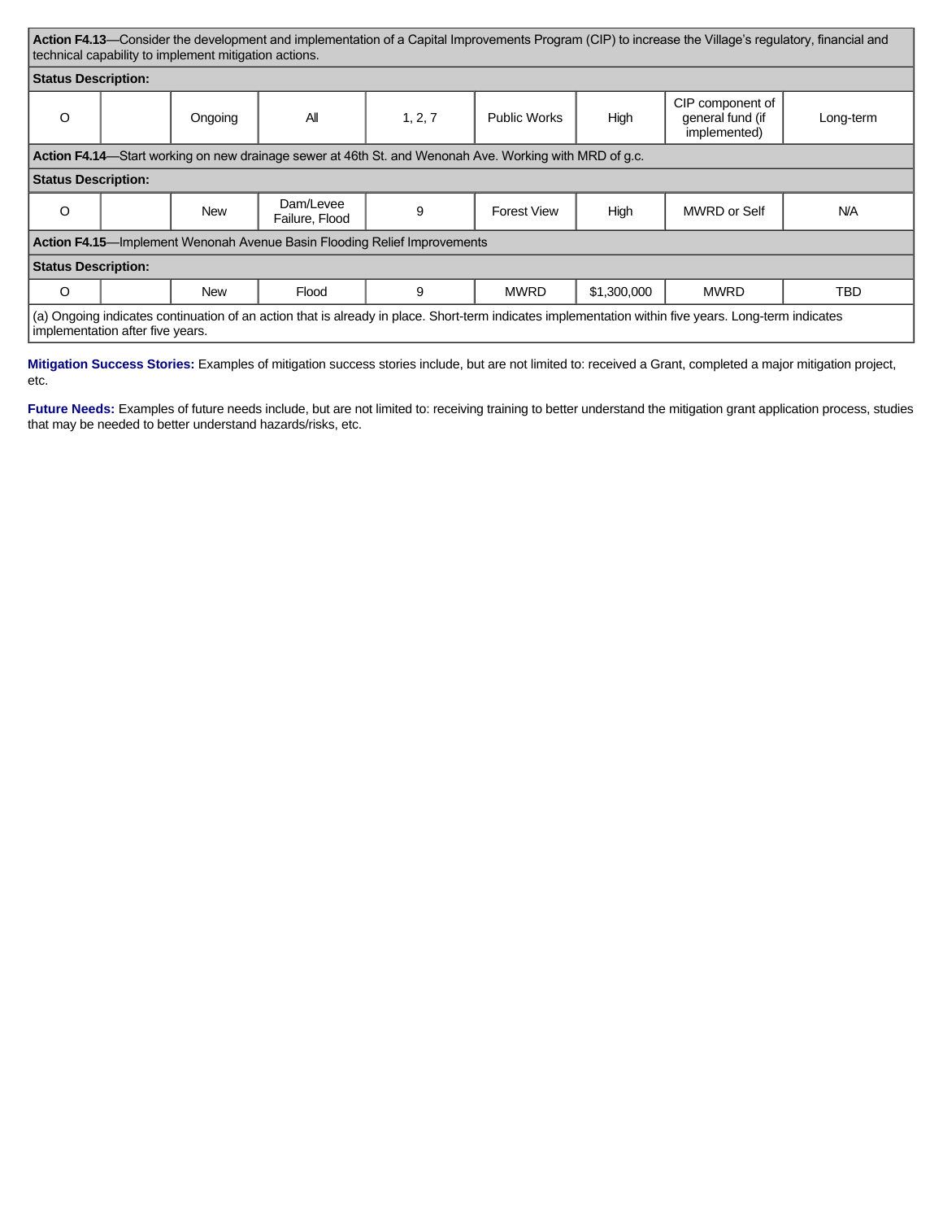| | | | | | | | | |
|---|---|---|---|---|---|---|---|---|
| **Action F4.13**—Consider the development and implementation of a Capital Improvements Program (CIP) to increase the Village's regulatory, financial and technical capability to implement mitigation actions. | | | | | | | | |
| **Status Description:** | | | | | | | | |
| O | | Ongoing | All | 1, 2, 7 | Public Works | High | CIP component of general fund (if implemented) | Long-term |
| **Action F4.14**—Start working on new drainage sewer at 46th St. and Wenonah Ave. Working with MRD of g.c. | | | | | | | | |
| **Status Description:** | | | | | | | | |
| O | | New | Dam/Levee Failure, Flood | 9 | Forest View | High | MWRD or Self | N/A |
| **Action F4.15**—Implement Wenonah Avenue Basin Flooding Relief Improvements | | | | | | | | |
| **Status Description:** | | | | | | | | |
| O | | New | Flood | 9 | MWRD | $1,300,000 | MWRD | TBD |
| (a) Ongoing indicates continuation of an action that is already in place. Short-term indicates implementation within five years. Long-term indicates implementation after five years. | | | | | | | | |

**Mitigation Success Stories:** Examples of mitigation success stories include, but are not limited to: received a Grant, completed a major mitigation project, etc.

**Future Needs:** Examples of future needs include, but are not limited to: receiving training to better understand the mitigation grant application process, studies that may be needed to better understand hazards/risks, etc.